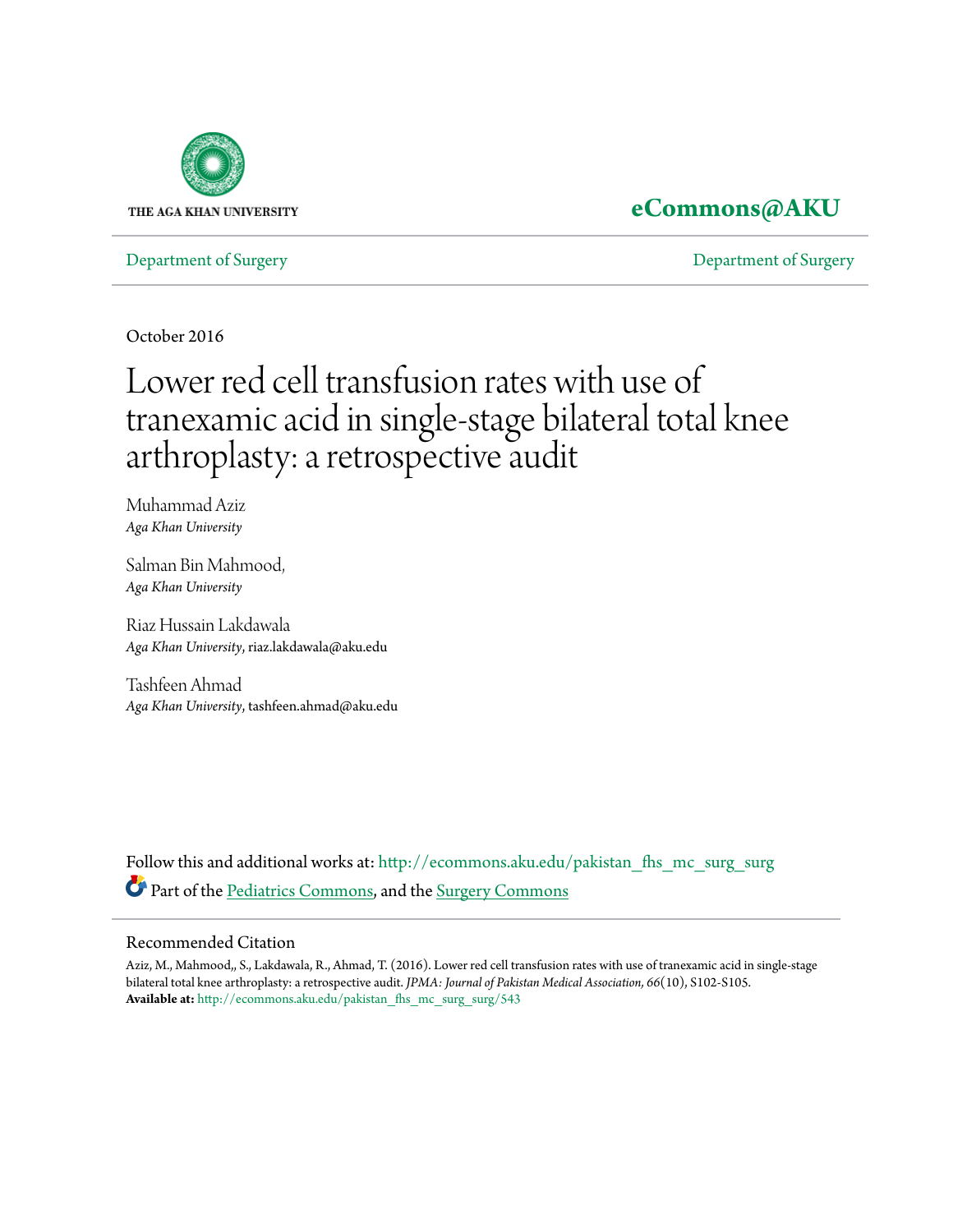THE AGA KHAN UNIVERSITY

**eCommons@AKU**

Department of Surgery | Department of Surgery

October 2016

# Lower red cell transfusion rates with use of tranexamic acid in single-stage bilateral total knee arthroplasty: a retrospective audit

Muhammad Aziz
*Aga Khan University*

Salman Bin Mahmood,
*Aga Khan University*

Riaz Hussain Lakdawala
*Aga Khan University*, riaz.lakdawala@aku.edu

Tashfeen Ahmad
*Aga Khan University*, tashfeen.ahmad@aku.edu

Follow this and additional works at: http://ecommons.aku.edu/pakistan_fhs_mc_surg_surg

Part of the Pediatrics Commons, and the Surgery Commons

## Recommended Citation

Aziz, M., Mahmood,, S., Lakdawala, R., Ahmad, T. (2016). Lower red cell transfusion rates with use of tranexamic acid in single-stage bilateral total knee arthroplasty: a retrospective audit. *JPMA: Journal of Pakistan Medical Association, 66*(10), S102-S105.
**Available at:** http://ecommons.aku.edu/pakistan_fhs_mc_surg_surg/543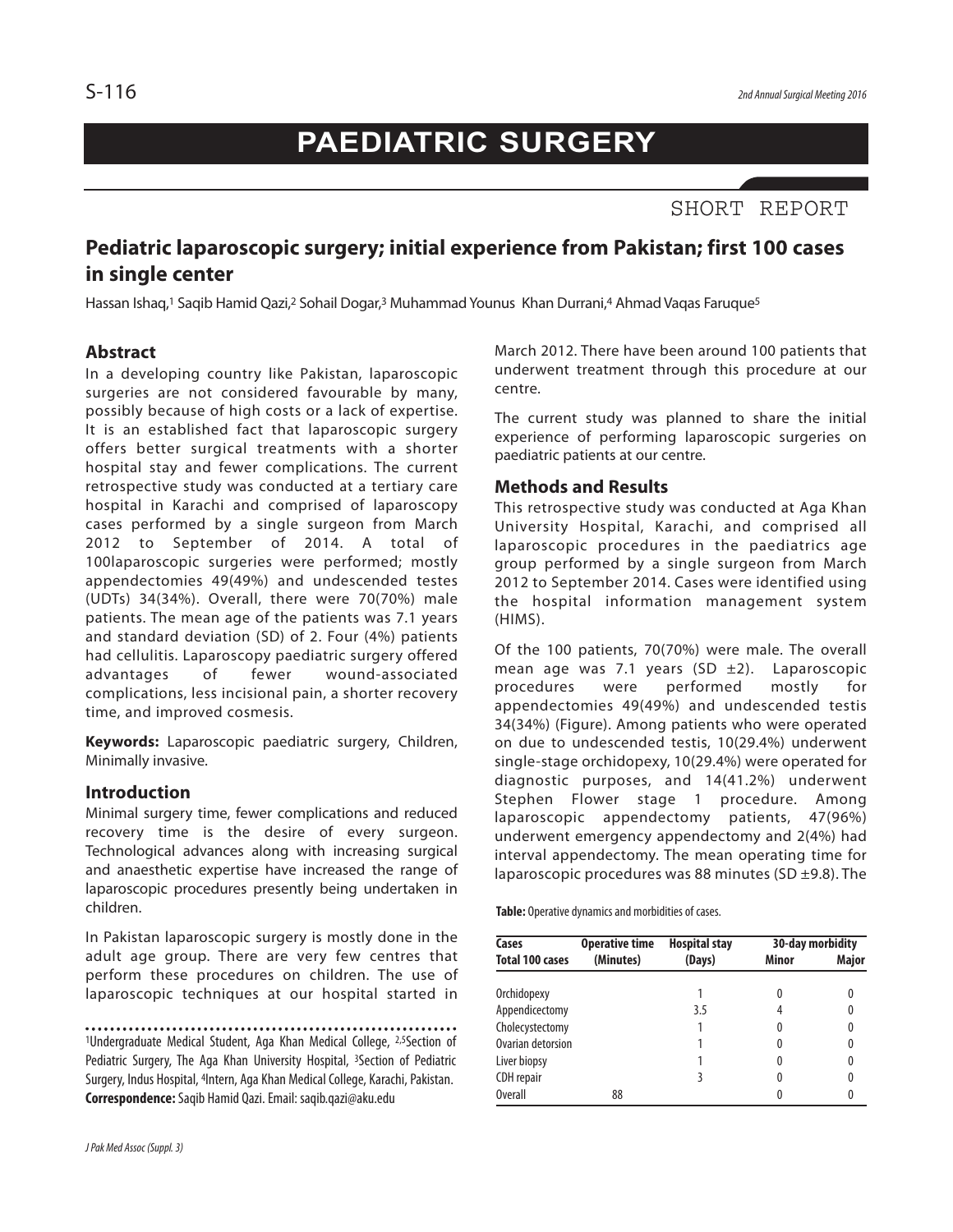# PAEDIATRIC SURGERY

SHORT REPORT

## Pediatric laparoscopic surgery; initial experience from Pakistan; first 100 cases in single center

Hassan Ishaq,[1] Saqib Hamid Qazi,[2] Sohail Dogar,[3] Muhammad Younus Khan Durrani,[4] Ahmad Vaqas Faruque[5]

### Abstract

In a developing country like Pakistan, laparoscopic surgeries are not considered favourable by many, possibly because of high costs or a lack of expertise. It is an established fact that laparoscopic surgery offers better surgical treatments with a shorter hospital stay and fewer complications. The current retrospective study was conducted at a tertiary care hospital in Karachi and comprised of laparoscopy cases performed by a single surgeon from March 2012 to September of 2014. A total of 100laparoscopic surgeries were performed; mostly appendectomies 49(49%) and undescended testes (UDTs) 34(34%). Overall, there were 70(70%) male patients. The mean age of the patients was 7.1 years and standard deviation (SD) of 2. Four (4%) patients had cellulitis. Laparoscopy paediatric surgery offered advantages of fewer wound-associated complications, less incisional pain, a shorter recovery time, and improved cosmesis.

**Keywords:** Laparoscopic paediatric surgery, Children, Minimally invasive.

### Introduction

Minimal surgery time, fewer complications and reduced recovery time is the desire of every surgeon. Technological advances along with increasing surgical and anaesthetic expertise have increased the range of laparoscopic procedures presently being undertaken in children.

In Pakistan laparoscopic surgery is mostly done in the adult age group. There are very few centres that perform these procedures on children. The use of laparoscopic techniques at our hospital started in March 2012. There have been around 100 patients that underwent treatment through this procedure at our centre.

The current study was planned to share the initial experience of performing laparoscopic surgeries on paediatric patients at our centre.

### Methods and Results

This retrospective study was conducted at Aga Khan University Hospital, Karachi, and comprised all laparoscopic procedures in the paediatrics age group performed by a single surgeon from March 2012 to September 2014. Cases were identified using the hospital information management system (HIMS).

Of the 100 patients, 70(70%) were male. The overall mean age was 7.1 years (SD ±2). Laparoscopic procedures were performed mostly for appendectomies 49(49%) and undescended testis 34(34%) (Figure). Among patients who were operated on due to undescended testis, 10(29.4%) underwent single-stage orchidopexy, 10(29.4%) were operated for diagnostic purposes, and 14(41.2%) underwent Stephen Flower stage 1 procedure. Among laparoscopic appendectomy patients, 47(96%) underwent emergency appendectomy and 2(4%) had interval appendectomy. The mean operating time for laparoscopic procedures was 88 minutes (SD ±9.8). The

**Table:** Operative dynamics and morbidities of cases.

| Cases | Operative time | Hospital stay | 30-day morbidity | |
|---|---|---|---|---|
| Total 100 cases | (Minutes) | (Days) | Minor | Major |
| Orchidopexy | | 1 | 0 | 0 |
| Appendicectomy | | 3.5 | 4 | 0 |
| Cholecystectomy | | 1 | 0 | 0 |
| Ovarian detorsion | | 1 | 0 | 0 |
| Liver biopsy | | 1 | 0 | 0 |
| CDH repair | | 3 | 0 | 0 |
| Overall | 88 | | 0 | 0 |

[1]Undergraduate Medical Student, Aga Khan Medical College, [2,5]Section of Pediatric Surgery, The Aga Khan University Hospital, [3]Section of Pediatric Surgery, Indus Hospital, [4]Intern, Aga Khan Medical College, Karachi, Pakistan.

**Correspondence:** Saqib Hamid Qazi. Email: saqib.qazi@aku.edu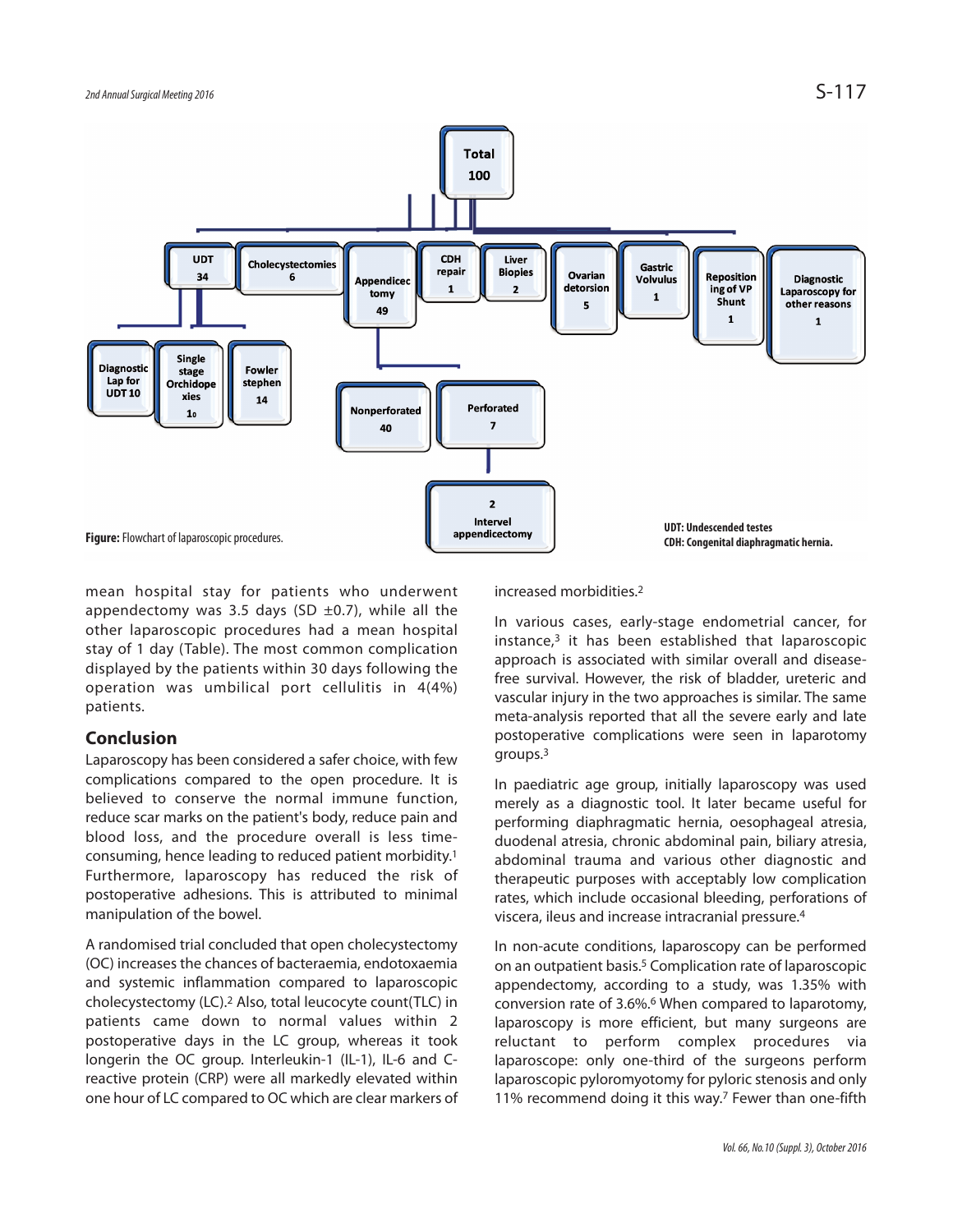Figure: Flowchart of laparoscopic procedures.

UDT: Undescended testes
CDH: Congenital diaphragmatic hernia.

mean hospital stay for patients who underwent appendectomy was 3.5 days (SD ±0.7), while all the other laparoscopic procedures had a mean hospital stay of 1 day (Table). The most common complication displayed by the patients within 30 days following the operation was umbilical port cellulitis in 4(4%) patients.

## Conclusion

Laparoscopy has been considered a safer choice, with few complications compared to the open procedure. It is believed to conserve the normal immune function, reduce scar marks on the patient's body, reduce pain and blood loss, and the procedure overall is less time-consuming, hence leading to reduced patient morbidity.[1] Furthermore, laparoscopy has reduced the risk of postoperative adhesions. This is attributed to minimal manipulation of the bowel.

A randomised trial concluded that open cholecystectomy (OC) increases the chances of bacteraemia, endotoxaemia and systemic inflammation compared to laparoscopic cholecystectomy (LC).[2] Also, total leucocyte count(TLC) in patients came down to normal values within 2 postoperative days in the LC group, whereas it took longerin the OC group. Interleukin-1 (IL-1), IL-6 and C-reactive protein (CRP) were all markedly elevated within one hour of LC compared to OC which are clear markers of increased morbidities.[2]

In various cases, early-stage endometrial cancer, for instance,[3] it has been established that laparoscopic approach is associated with similar overall and disease-free survival. However, the risk of bladder, ureteric and vascular injury in the two approaches is similar. The same meta-analysis reported that all the severe early and late postoperative complications were seen in laparotomy groups.[3]

In paediatric age group, initially laparoscopy was used merely as a diagnostic tool. It later became useful for performing diaphragmatic hernia, oesophageal atresia, duodenal atresia, chronic abdominal pain, biliary atresia, abdominal trauma and various other diagnostic and therapeutic purposes with acceptably low complication rates, which include occasional bleeding, perforations of viscera, ileus and increase intracranial pressure.[4]

In non-acute conditions, laparoscopy can be performed on an outpatient basis.[5] Complication rate of laparoscopic appendectomy, according to a study, was 1.35% with conversion rate of 3.6%.[6] When compared to laparotomy, laparoscopy is more efficient, but many surgeons are reluctant to perform complex procedures via laparoscope: only one-third of the surgeons perform laparoscopic pyloromyotomy for pyloric stenosis and only 11% recommend doing it this way.[7] Fewer than one-fifth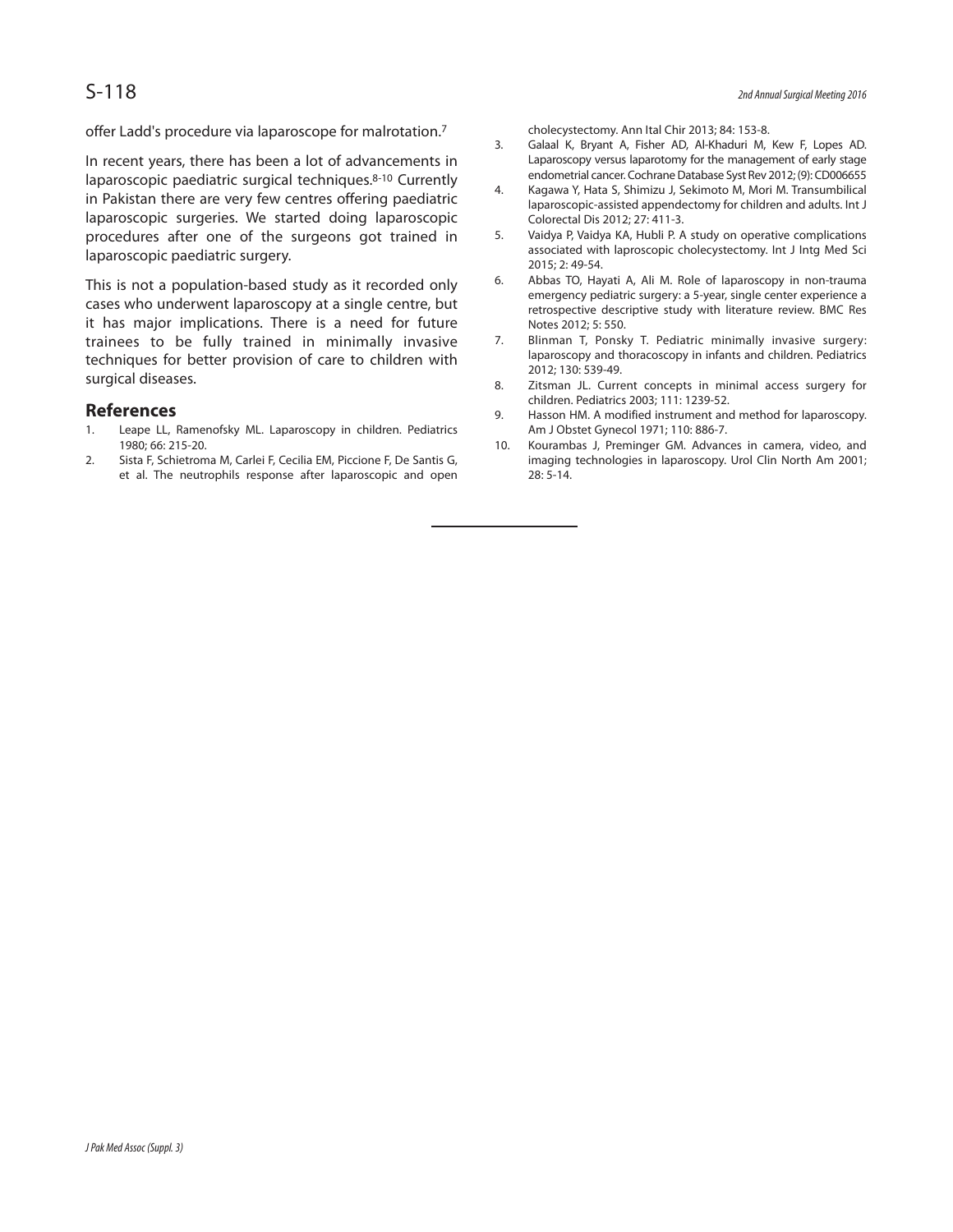offer Ladd's procedure via laparoscope for malrotation.[7]

In recent years, there has been a lot of advancements in laparoscopic paediatric surgical techniques.[8-10] Currently in Pakistan there are very few centres offering paediatric laparoscopic surgeries. We started doing laparoscopic procedures after one of the surgeons got trained in laparoscopic paediatric surgery.

This is not a population-based study as it recorded only cases who underwent laparoscopy at a single centre, but it has major implications. There is a need for future trainees to be fully trained in minimally invasive techniques for better provision of care to children with surgical diseases.

## References

1. Leape LL, Ramenofsky ML. Laparoscopy in children. Pediatrics 1980; 66: 215-20.
2. Sista F, Schietroma M, Carlei F, Cecilia EM, Piccione F, De Santis G, et al. The neutrophils response after laparoscopic and open cholecystectomy. Ann Ital Chir 2013; 84: 153-8.
3. Galaal K, Bryant A, Fisher AD, Al-Khaduri M, Kew F, Lopes AD. Laparoscopy versus laparotomy for the management of early stage endometrial cancer. Cochrane Database Syst Rev 2012; (9): CD006655
4. Kagawa Y, Hata S, Shimizu J, Sekimoto M, Mori M. Transumbilical laparoscopic-assisted appendectomy for children and adults. Int J Colorectal Dis 2012; 27: 411-3.
5. Vaidya P, Vaidya KA, Hubli P. A study on operative complications associated with laproscopic cholecystectomy. Int J Intg Med Sci 2015; 2: 49-54.
6. Abbas TO, Hayati A, Ali M. Role of laparoscopy in non-trauma emergency pediatric surgery: a 5-year, single center experience a retrospective descriptive study with literature review. BMC Res Notes 2012; 5: 550.
7. Blinman T, Ponsky T. Pediatric minimally invasive surgery: laparoscopy and thoracoscopy in infants and children. Pediatrics 2012; 130: 539-49.
8. Zitsman JL. Current concepts in minimal access surgery for children. Pediatrics 2003; 111: 1239-52.
9. Hasson HM. A modified instrument and method for laparoscopy. Am J Obstet Gynecol 1971; 110: 886-7.
10. Kourambas J, Preminger GM. Advances in camera, video, and imaging technologies in laparoscopy. Urol Clin North Am 2001; 28: 5-14.